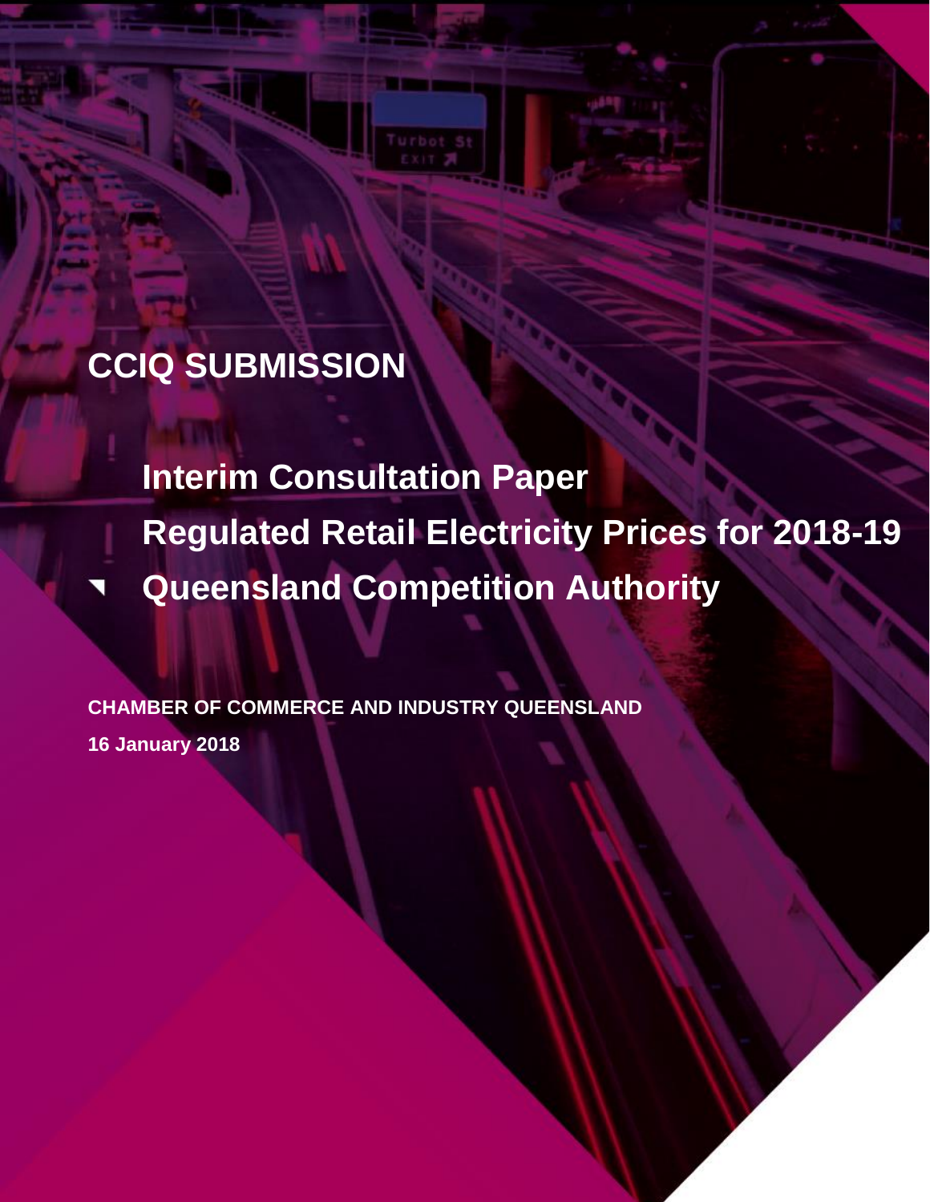# CCIQ SUBMISSION

## Interim Consultation Paper

## Regulated Retail Electricity Prices for 2018-19

## Queensland Competition Authority

**CHAMBER OF COMMERCE AND INDUSTRY QUEENSLAND**

**16 January 2018**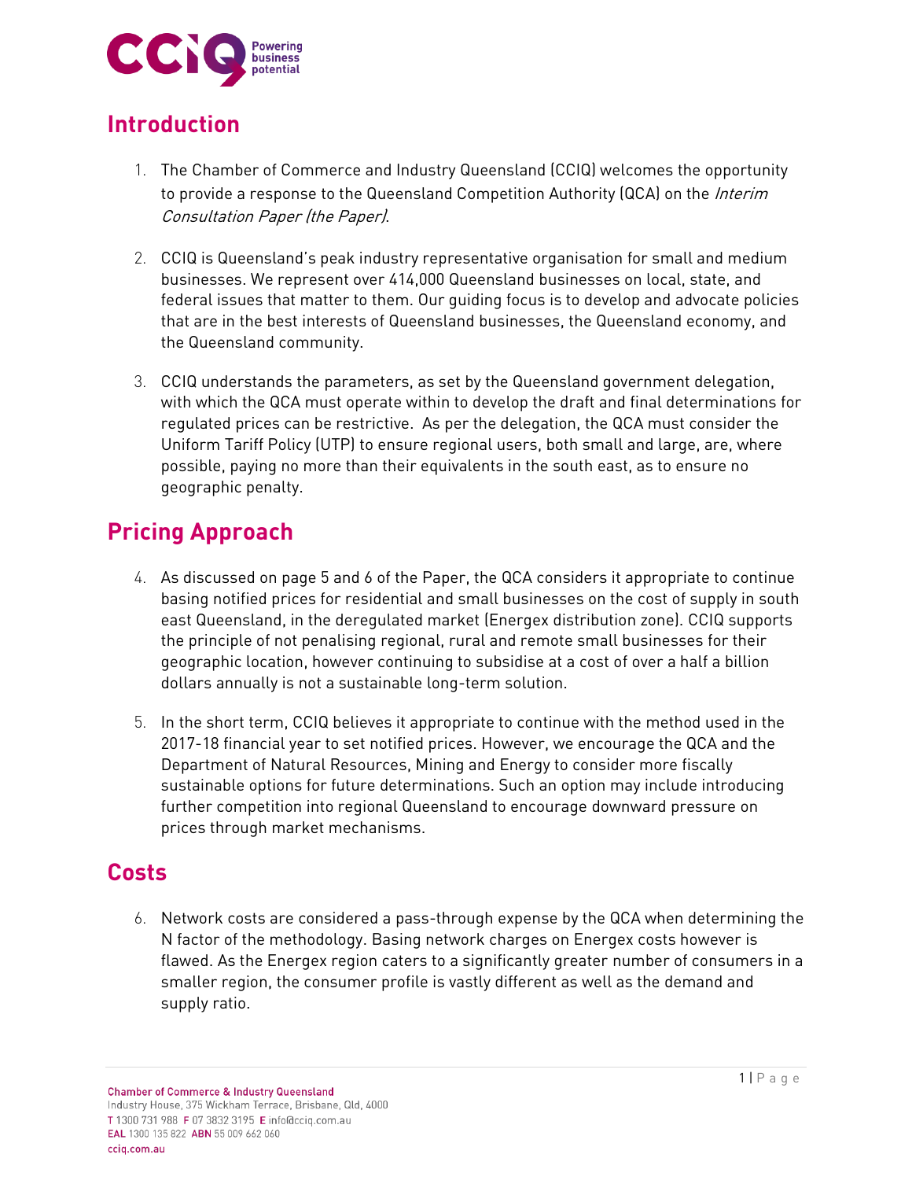## Introduction

1. The Chamber of Commerce and Industry Queensland (CCIQ) welcomes the opportunity to provide a response to the Queensland Competition Authority (QCA) on the *Interim Consultation Paper (the Paper)*.

2. CCIQ is Queensland's peak industry representative organisation for small and medium businesses. We represent over 414,000 Queensland businesses on local, state, and federal issues that matter to them. Our guiding focus is to develop and advocate policies that are in the best interests of Queensland businesses, the Queensland economy, and the Queensland community.

3. CCIQ understands the parameters, as set by the Queensland government delegation, with which the QCA must operate within to develop the draft and final determinations for regulated prices can be restrictive. As per the delegation, the QCA must consider the Uniform Tariff Policy (UTP) to ensure regional users, both small and large, are, where possible, paying no more than their equivalents in the south east, as to ensure no geographic penalty.

## Pricing Approach

4. As discussed on page 5 and 6 of the Paper, the QCA considers it appropriate to continue basing notified prices for residential and small businesses on the cost of supply in south east Queensland, in the deregulated market (Energex distribution zone). CCIQ supports the principle of not penalising regional, rural and remote small businesses for their geographic location, however continuing to subsidise at a cost of over a half a billion dollars annually is not a sustainable long-term solution.

5. In the short term, CCIQ believes it appropriate to continue with the method used in the 2017-18 financial year to set notified prices. However, we encourage the QCA and the Department of Natural Resources, Mining and Energy to consider more fiscally sustainable options for future determinations. Such an option may include introducing further competition into regional Queensland to encourage downward pressure on prices through market mechanisms.

## Costs

6. Network costs are considered a pass-through expense by the QCA when determining the N factor of the methodology. Basing network charges on Energex costs however is flawed. As the Energex region caters to a significantly greater number of consumers in a smaller region, the consumer profile is vastly different as well as the demand and supply ratio.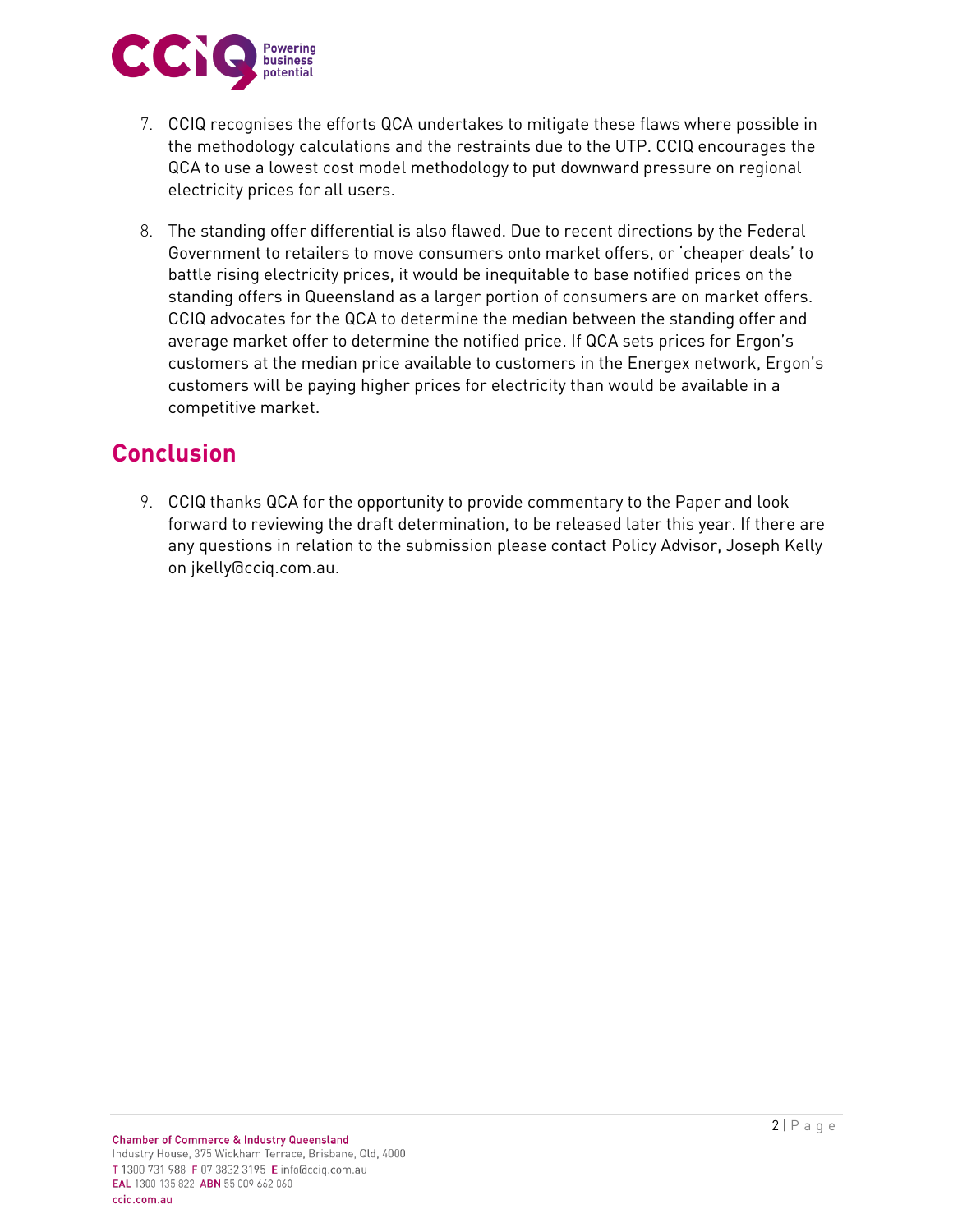7. CCIQ recognises the efforts QCA undertakes to mitigate these flaws where possible in the methodology calculations and the restraints due to the UTP. CCIQ encourages the QCA to use a lowest cost model methodology to put downward pressure on regional electricity prices for all users.

8. The standing offer differential is also flawed. Due to recent directions by the Federal Government to retailers to move consumers onto market offers, or 'cheaper deals' to battle rising electricity prices, it would be inequitable to base notified prices on the standing offers in Queensland as a larger portion of consumers are on market offers. CCIQ advocates for the QCA to determine the median between the standing offer and average market offer to determine the notified price. If QCA sets prices for Ergon's customers at the median price available to customers in the Energex network, Ergon's customers will be paying higher prices for electricity than would be available in a competitive market.

## Conclusion

9. CCIQ thanks QCA for the opportunity to provide commentary to the Paper and look forward to reviewing the draft determination, to be released later this year. If there are any questions in relation to the submission please contact Policy Advisor, Joseph Kelly on jkelly@cciq.com.au.